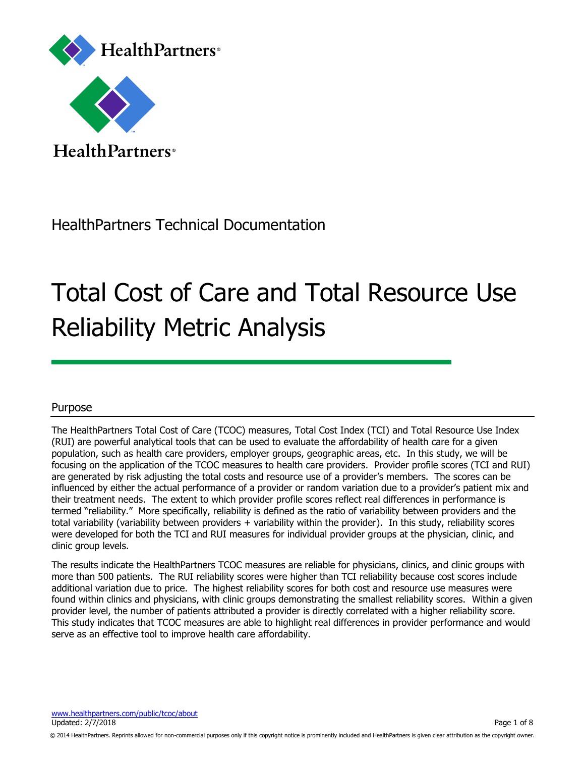HealthPartners®

HealthPartners®

HealthPartners Technical Documentation

# Total Cost of Care and Total Resource Use Reliability Metric Analysis

## Purpose

The HealthPartners Total Cost of Care (TCOC) measures, Total Cost Index (TCI) and Total Resource Use Index (RUI) are powerful analytical tools that can be used to evaluate the affordability of health care for a given population, such as health care providers, employer groups, geographic areas, etc. In this study, we will be focusing on the application of the TCOC measures to health care providers. Provider profile scores (TCI and RUI) are generated by risk adjusting the total costs and resource use of a provider's members. The scores can be influenced by either the actual performance of a provider or random variation due to a provider's patient mix and their treatment needs. The extent to which provider profile scores reflect real differences in performance is termed "reliability." More specifically, reliability is defined as the ratio of variability between providers and the total variability (variability between providers + variability within the provider). In this study, reliability scores were developed for both the TCI and RUI measures for individual provider groups at the physician, clinic, and clinic group levels.

The results indicate the HealthPartners TCOC measures are reliable for physicians, clinics, and clinic groups with more than 500 patients. The RUI reliability scores were higher than TCI reliability because cost scores include additional variation due to price. The highest reliability scores for both cost and resource use measures were found within clinics and physicians, with clinic groups demonstrating the smallest reliability scores. Within a given provider level, the number of patients attributed a provider is directly correlated with a higher reliability score. This study indicates that TCOC measures are able to highlight real differences in provider performance and would serve as an effective tool to improve health care affordability.

www.healthpartners.com/public/tcoc/about
Updated: 2/7/2018

© 2014 HealthPartners. Reprints allowed for non-commercial purposes only if this copyright notice is prominently included and HealthPartners is given clear attribution as the copyright owner.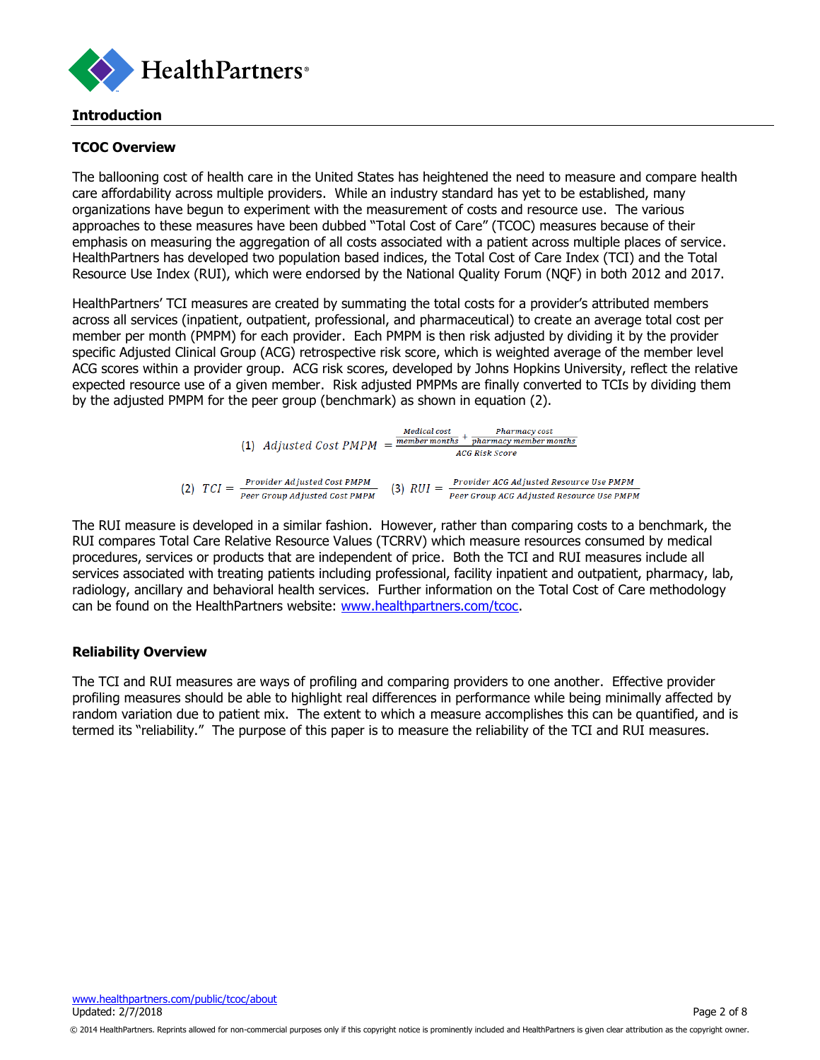## Introduction

### TCOC Overview

The ballooning cost of health care in the United States has heightened the need to measure and compare health care affordability across multiple providers. While an industry standard has yet to be established, many organizations have begun to experiment with the measurement of costs and resource use. The various approaches to these measures have been dubbed "Total Cost of Care" (TCOC) measures because of their emphasis on measuring the aggregation of all costs associated with a patient across multiple places of service. HealthPartners has developed two population based indices, the Total Cost of Care Index (TCI) and the Total Resource Use Index (RUI), which were endorsed by the National Quality Forum (NQF) in both 2012 and 2017.

HealthPartners' TCI measures are created by summating the total costs for a provider's attributed members across all services (inpatient, outpatient, professional, and pharmaceutical) to create an average total cost per member per month (PMPM) for each provider. Each PMPM is then risk adjusted by dividing it by the provider specific Adjusted Clinical Group (ACG) retrospective risk score, which is weighted average of the member level ACG scores within a provider group. ACG risk scores, developed by Johns Hopkins University, reflect the relative expected resource use of a given member. Risk adjusted PMPMs are finally converted to TCIs by dividing them by the adjusted PMPM for the peer group (benchmark) as shown in equation (2).

$$(1)\quad Adjusted\ Cost\ PMPM = \frac{\frac{Medical\ cost}{member\ months} + \frac{Pharmacy\ cost}{pharmacy\ member\ months}}{ACG\ Risk\ Score}$$

$$(2)\quad TCI = \frac{Provider\ Adjusted\ Cost\ PMPM}{Peer\ Group\ Adjusted\ Cost\ PMPM} \qquad (3)\quad RUI = \frac{Provider\ ACG\ Adjusted\ Resource\ Use\ PMPM}{Peer\ Group\ ACG\ Adjusted\ Resource\ Use\ PMPM}$$

The RUI measure is developed in a similar fashion. However, rather than comparing costs to a benchmark, the RUI compares Total Care Relative Resource Values (TCRRV) which measure resources consumed by medical procedures, services or products that are independent of price. Both the TCI and RUI measures include all services associated with treating patients including professional, facility inpatient and outpatient, pharmacy, lab, radiology, ancillary and behavioral health services. Further information on the Total Cost of Care methodology can be found on the HealthPartners website: [www.healthpartners.com/tcoc](www.healthpartners.com/tcoc).

### Reliability Overview

The TCI and RUI measures are ways of profiling and comparing providers to one another. Effective provider profiling measures should be able to highlight real differences in performance while being minimally affected by random variation due to patient mix. The extent to which a measure accomplishes this can be quantified, and is termed its "reliability." The purpose of this paper is to measure the reliability of the TCI and RUI measures.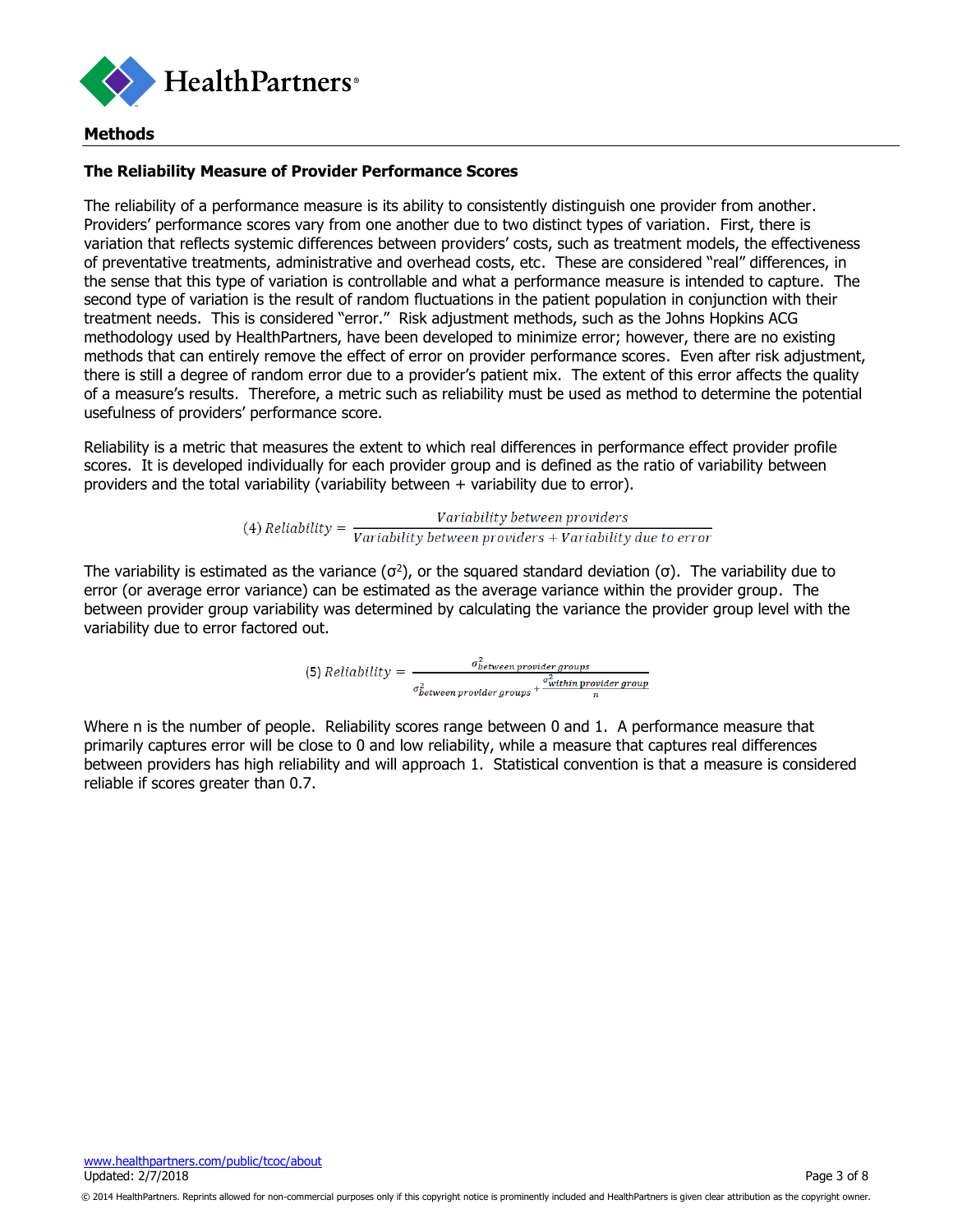## Methods

### The Reliability Measure of Provider Performance Scores

The reliability of a performance measure is its ability to consistently distinguish one provider from another. Providers' performance scores vary from one another due to two distinct types of variation. First, there is variation that reflects systemic differences between providers' costs, such as treatment models, the effectiveness of preventative treatments, administrative and overhead costs, etc. These are considered "real" differences, in the sense that this type of variation is controllable and what a performance measure is intended to capture. The second type of variation is the result of random fluctuations in the patient population in conjunction with their treatment needs. This is considered "error." Risk adjustment methods, such as the Johns Hopkins ACG methodology used by HealthPartners, have been developed to minimize error; however, there are no existing methods that can entirely remove the effect of error on provider performance scores. Even after risk adjustment, there is still a degree of random error due to a provider's patient mix. The extent of this error affects the quality of a measure's results. Therefore, a metric such as reliability must be used as method to determine the potential usefulness of providers' performance score.

Reliability is a metric that measures the extent to which real differences in performance effect provider profile scores. It is developed individually for each provider group and is defined as the ratio of variability between providers and the total variability (variability between + variability due to error).

$$(4)\ Reliability = \frac{Variability\ between\ providers}{Variability\ between\ providers + Variability\ due\ to\ error}$$

The variability is estimated as the variance ($\sigma^2$), or the squared standard deviation ($\sigma$). The variability due to error (or average error variance) can be estimated as the average variance within the provider group. The between provider group variability was determined by calculating the variance the provider group level with the variability due to error factored out.

$$(5)\ Reliability = \frac{\sigma^2_{between\ provider\ groups}}{\sigma^2_{between\ provider\ groups} + \frac{\sigma^2_{within\ provider\ group}}{n}}$$

Where n is the number of people. Reliability scores range between 0 and 1. A performance measure that primarily captures error will be close to 0 and low reliability, while a measure that captures real differences between providers has high reliability and will approach 1. Statistical convention is that a measure is considered reliable if scores greater than 0.7.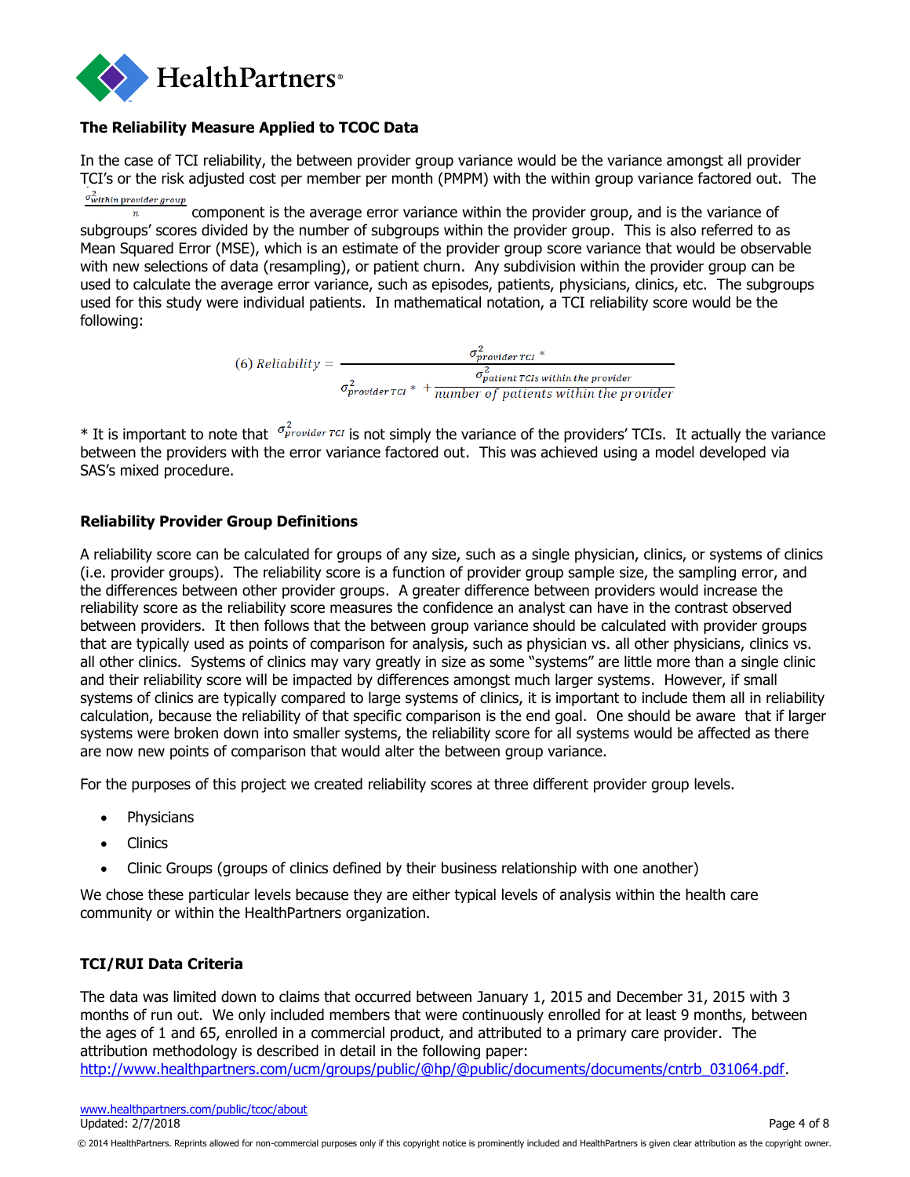### The Reliability Measure Applied to TCOC Data

In the case of TCI reliability, the between provider group variance would be the variance amongst all provider TCI's or the risk adjusted cost per member per month (PMPM) with the within group variance factored out. The $\frac{\sigma^2_{within\ provider\ group}}{n}$ component is the average error variance within the provider group, and is the variance of subgroups' scores divided by the number of subgroups within the provider group. This is also referred to as Mean Squared Error (MSE), which is an estimate of the provider group score variance that would be observable with new selections of data (resampling), or patient churn. Any subdivision within the provider group can be used to calculate the average error variance, such as episodes, patients, physicians, clinics, etc. The subgroups used for this study were individual patients. In mathematical notation, a TCI reliability score would be the following:

$$(6)\ Reliability = \frac{\sigma^2_{provider\ TCI}\ ^*}{\sigma^2_{provider\ TCI}\ ^* + \frac{\sigma^2_{patient\ TCIs\ within\ the\ provider}}{number\ of\ patients\ within\ the\ provider}}$$

\* It is important to note that $\sigma^2_{provider\ TCI}$ is not simply the variance of the providers' TCIs. It actually the variance between the providers with the error variance factored out. This was achieved using a model developed via SAS's mixed procedure.

### Reliability Provider Group Definitions

A reliability score can be calculated for groups of any size, such as a single physician, clinics, or systems of clinics (i.e. provider groups). The reliability score is a function of provider group sample size, the sampling error, and the differences between other provider groups. A greater difference between providers would increase the reliability score as the reliability score measures the confidence an analyst can have in the contrast observed between providers. It then follows that the between group variance should be calculated with provider groups that are typically used as points of comparison for analysis, such as physician vs. all other physicians, clinics vs. all other clinics. Systems of clinics may vary greatly in size as some "systems" are little more than a single clinic and their reliability score will be impacted by differences amongst much larger systems. However, if small systems of clinics are typically compared to large systems of clinics, it is important to include them all in reliability calculation, because the reliability of that specific comparison is the end goal. One should be aware that if larger systems were broken down into smaller systems, the reliability score for all systems would be affected as there are now new points of comparison that would alter the between group variance.

For the purposes of this project we created reliability scores at three different provider group levels.

- Physicians
- Clinics
- Clinic Groups (groups of clinics defined by their business relationship with one another)

We chose these particular levels because they are either typical levels of analysis within the health care community or within the HealthPartners organization.

### TCI/RUI Data Criteria

The data was limited down to claims that occurred between January 1, 2015 and December 31, 2015 with 3 months of run out. We only included members that were continuously enrolled for at least 9 months, between the ages of 1 and 65, enrolled in a commercial product, and attributed to a primary care provider. The attribution methodology is described in detail in the following paper: http://www.healthpartners.com/ucm/groups/public/@hp/@public/documents/documents/cntrb_031064.pdf.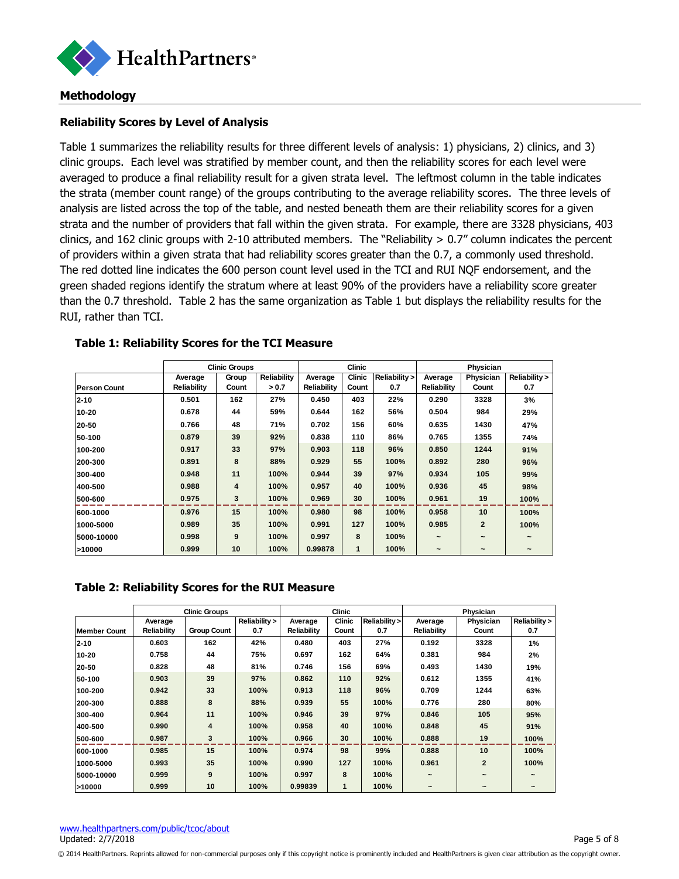## Methodology

### Reliability Scores by Level of Analysis

Table 1 summarizes the reliability results for three different levels of analysis: 1) physicians, 2) clinics, and 3) clinic groups. Each level was stratified by member count, and then the reliability scores for each level were averaged to produce a final reliability result for a given strata level. The leftmost column in the table indicates the strata (member count range) of the groups contributing to the average reliability scores. The three levels of analysis are listed across the top of the table, and nested beneath them are their reliability scores for a given strata and the number of providers that fall within the given strata. For example, there are 3328 physicians, 403 clinics, and 162 clinic groups with 2-10 attributed members. The "Reliability > 0.7" column indicates the percent of providers within a given strata that had reliability scores greater than the 0.7, a commonly used threshold. The red dotted line indicates the 600 person count level used in the TCI and RUI NQF endorsement, and the green shaded regions identify the stratum where at least 90% of the providers have a reliability score greater than the 0.7 threshold. Table 2 has the same organization as Table 1 but displays the reliability results for the RUI, rather than TCI.

**Table 1: Reliability Scores for the TCI Measure**

| | Clinic Groups | | | Clinic | | | Physician | | |
|---|---|---|---|---|---|---|---|---|---|
| Person Count | Average Reliability | Group Count | Reliability > 0.7 | Average Reliability | Clinic Count | Reliability > 0.7 | Average Reliability | Physician Count | Reliability > 0.7 |
| 2-10 | 0.501 | 162 | 27% | 0.450 | 403 | 22% | 0.290 | 3328 | 3% |
| 10-20 | 0.678 | 44 | 59% | 0.644 | 162 | 56% | 0.504 | 984 | 29% |
| 20-50 | 0.766 | 48 | 71% | 0.702 | 156 | 60% | 0.635 | 1430 | 47% |
| 50-100 | 0.879 | 39 | 92% | 0.838 | 110 | 86% | 0.765 | 1355 | 74% |
| 100-200 | 0.917 | 33 | 97% | 0.903 | 118 | 96% | 0.850 | 1244 | 91% |
| 200-300 | 0.891 | 8 | 88% | 0.929 | 55 | 100% | 0.892 | 280 | 96% |
| 300-400 | 0.948 | 11 | 100% | 0.944 | 39 | 97% | 0.934 | 105 | 99% |
| 400-500 | 0.988 | 4 | 100% | 0.957 | 40 | 100% | 0.936 | 45 | 98% |
| 500-600 | 0.975 | 3 | 100% | 0.969 | 30 | 100% | 0.961 | 19 | 100% |
| 600-1000 | 0.976 | 15 | 100% | 0.980 | 98 | 100% | 0.958 | 10 | 100% |
| 1000-5000 | 0.989 | 35 | 100% | 0.991 | 127 | 100% | 0.985 | 2 | 100% |
| 5000-10000 | 0.998 | 9 | 100% | 0.997 | 8 | 100% | ~ | ~ | ~ |
| >10000 | 0.999 | 10 | 100% | 0.99878 | 1 | 100% | ~ | ~ | ~ |

**Table 2: Reliability Scores for the RUI Measure**

| | Clinic Groups | | | Clinic | | | Physician | | |
|---|---|---|---|---|---|---|---|---|---|
| Member Count | Average Reliability | Group Count | Reliability > 0.7 | Average Reliability | Clinic Count | Reliability > 0.7 | Average Reliability | Physician Count | Reliability > 0.7 |
| 2-10 | 0.603 | 162 | 42% | 0.480 | 403 | 27% | 0.192 | 3328 | 1% |
| 10-20 | 0.758 | 44 | 75% | 0.697 | 162 | 64% | 0.381 | 984 | 2% |
| 20-50 | 0.828 | 48 | 81% | 0.746 | 156 | 69% | 0.493 | 1430 | 19% |
| 50-100 | 0.903 | 39 | 97% | 0.862 | 110 | 92% | 0.612 | 1355 | 41% |
| 100-200 | 0.942 | 33 | 100% | 0.913 | 118 | 96% | 0.709 | 1244 | 63% |
| 200-300 | 0.888 | 8 | 88% | 0.939 | 55 | 100% | 0.776 | 280 | 80% |
| 300-400 | 0.964 | 11 | 100% | 0.946 | 39 | 97% | 0.846 | 105 | 95% |
| 400-500 | 0.990 | 4 | 100% | 0.958 | 40 | 100% | 0.848 | 45 | 91% |
| 500-600 | 0.987 | 3 | 100% | 0.966 | 30 | 100% | 0.888 | 19 | 100% |
| 600-1000 | 0.985 | 15 | 100% | 0.974 | 98 | 99% | 0.888 | 10 | 100% |
| 1000-5000 | 0.993 | 35 | 100% | 0.990 | 127 | 100% | 0.961 | 2 | 100% |
| 5000-10000 | 0.999 | 9 | 100% | 0.997 | 8 | 100% | ~ | ~ | ~ |
| >10000 | 0.999 | 10 | 100% | 0.99839 | 1 | 100% | ~ | ~ | ~ |

www.healthpartners.com/public/tcoc/about
Updated: 2/7/2018

© 2014 HealthPartners. Reprints allowed for non-commercial purposes only if this copyright notice is prominently included and HealthPartners is given clear attribution as the copyright owner.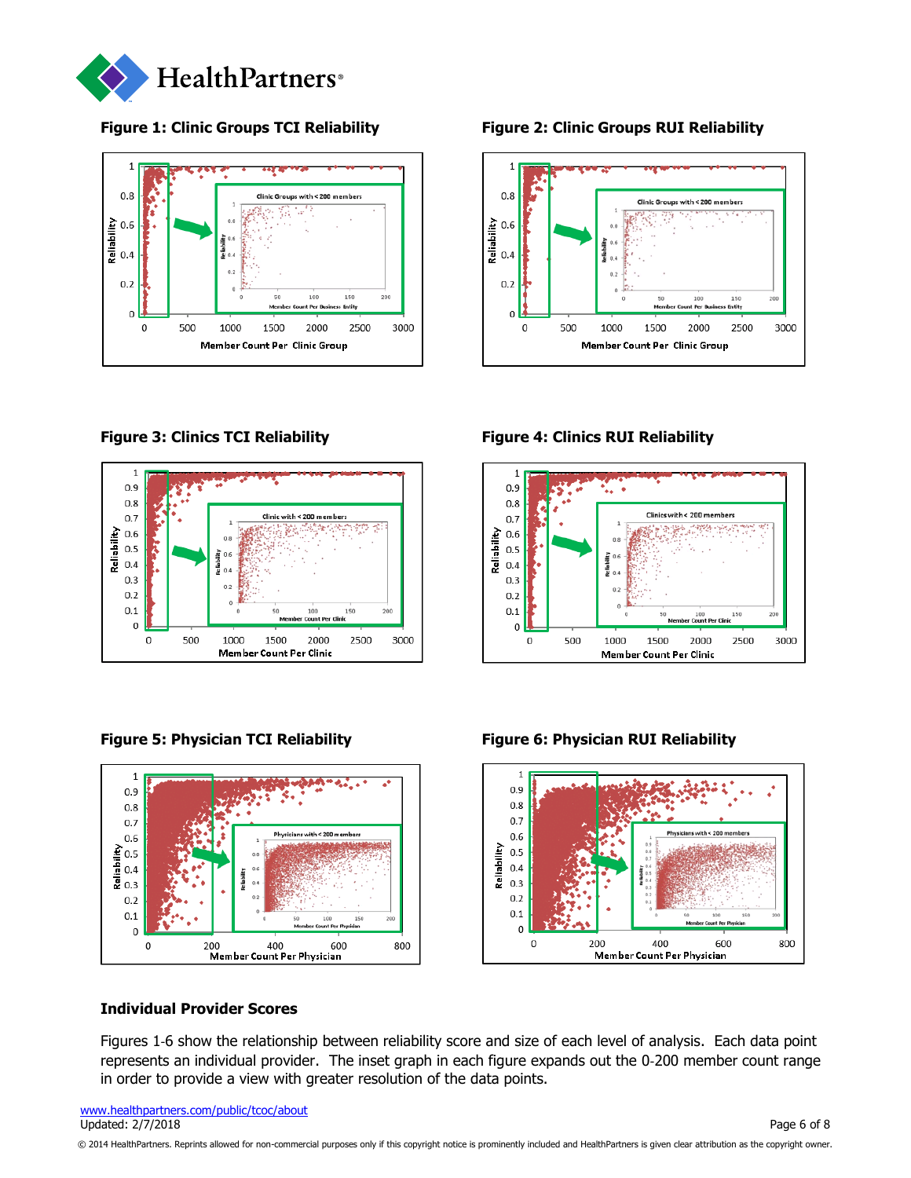**Figure 1: Clinic Groups TCI Reliability**

**Figure 2: Clinic Groups RUI Reliability**

**Figure 3: Clinics TCI Reliability**

**Figure 4: Clinics RUI Reliability**

**Figure 5: Physician TCI Reliability**

**Figure 6: Physician RUI Reliability**

## Individual Provider Scores

Figures 1-6 show the relationship between reliability score and size of each level of analysis. Each data point represents an individual provider. The inset graph in each figure expands out the 0-200 member count range in order to provide a view with greater resolution of the data points.

www.healthpartners.com/public/tcoc/about
Updated: 2/7/2018

© 2014 HealthPartners. Reprints allowed for non-commercial purposes only if this copyright notice is prominently included and HealthPartners is given clear attribution as the copyright owner.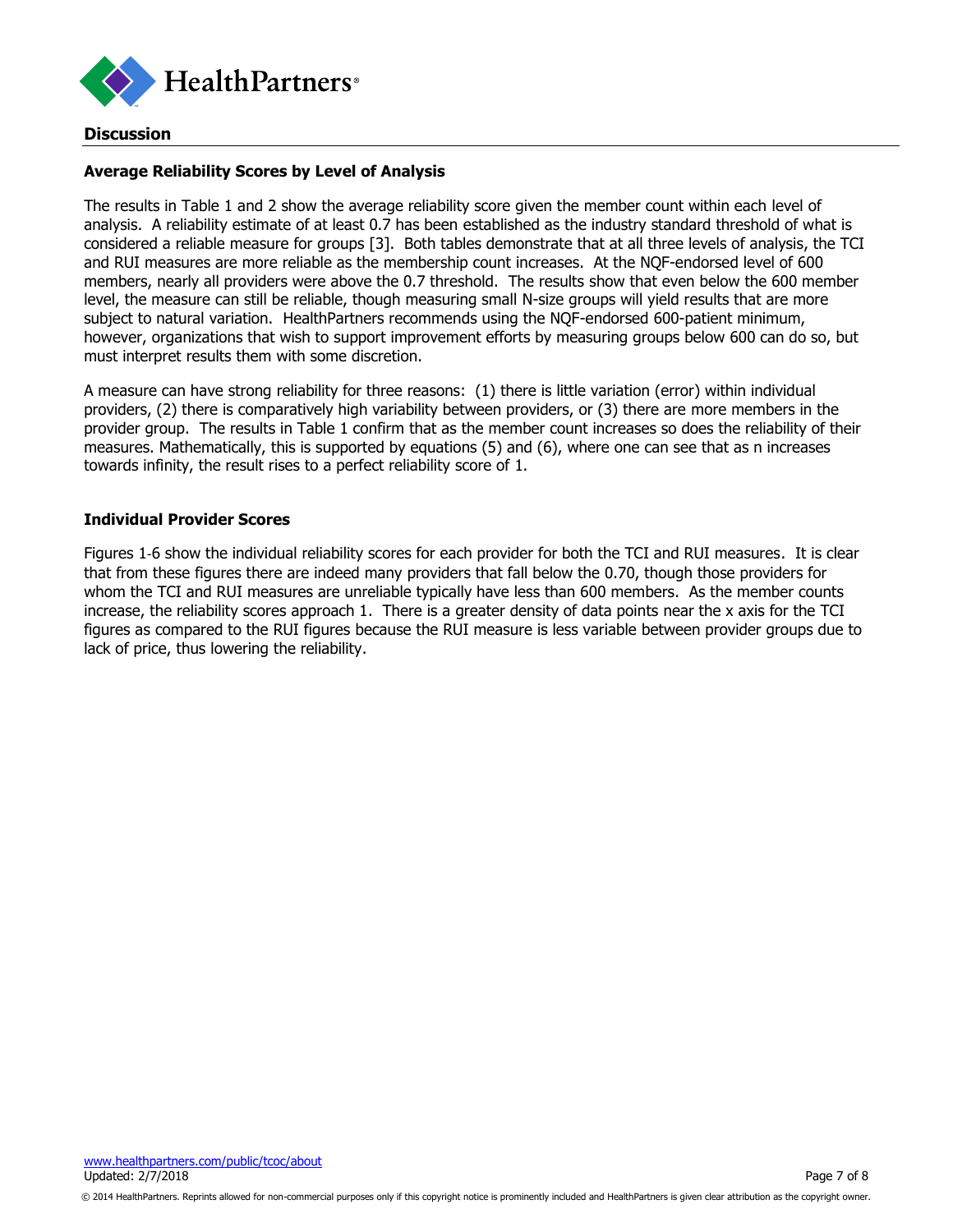## Discussion

### Average Reliability Scores by Level of Analysis

The results in Table 1 and 2 show the average reliability score given the member count within each level of analysis. A reliability estimate of at least 0.7 has been established as the industry standard threshold of what is considered a reliable measure for groups [3]. Both tables demonstrate that at all three levels of analysis, the TCI and RUI measures are more reliable as the membership count increases. At the NQF-endorsed level of 600 members, nearly all providers were above the 0.7 threshold. The results show that even below the 600 member level, the measure can still be reliable, though measuring small N-size groups will yield results that are more subject to natural variation. HealthPartners recommends using the NQF-endorsed 600-patient minimum, however, organizations that wish to support improvement efforts by measuring groups below 600 can do so, but must interpret results them with some discretion.

A measure can have strong reliability for three reasons: (1) there is little variation (error) within individual providers, (2) there is comparatively high variability between providers, or (3) there are more members in the provider group. The results in Table 1 confirm that as the member count increases so does the reliability of their measures. Mathematically, this is supported by equations (5) and (6), where one can see that as n increases towards infinity, the result rises to a perfect reliability score of 1.

### Individual Provider Scores

Figures 1-6 show the individual reliability scores for each provider for both the TCI and RUI measures. It is clear that from these figures there are indeed many providers that fall below the 0.70, though those providers for whom the TCI and RUI measures are unreliable typically have less than 600 members. As the member counts increase, the reliability scores approach 1. There is a greater density of data points near the x axis for the TCI figures as compared to the RUI figures because the RUI measure is less variable between provider groups due to lack of price, thus lowering the reliability.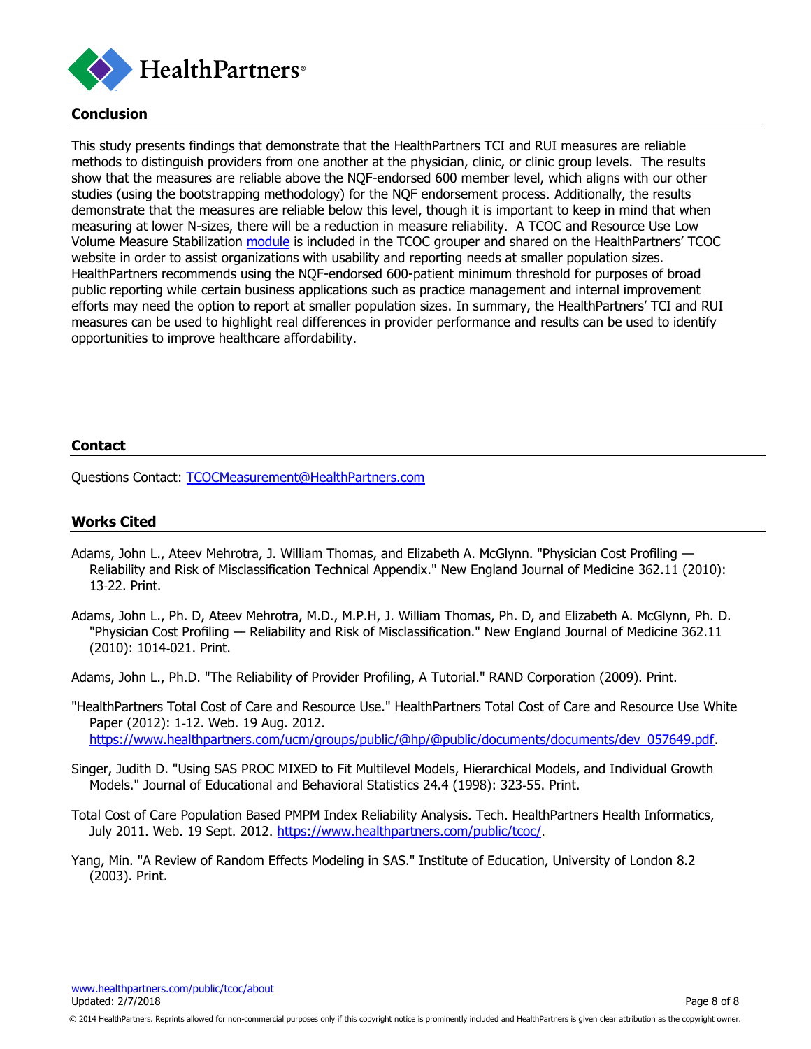## Conclusion

This study presents findings that demonstrate that the HealthPartners TCI and RUI measures are reliable methods to distinguish providers from one another at the physician, clinic, or clinic group levels. The results show that the measures are reliable above the NQF-endorsed 600 member level, which aligns with our other studies (using the bootstrapping methodology) for the NQF endorsement process. Additionally, the results demonstrate that the measures are reliable below this level, though it is important to keep in mind that when measuring at lower N-sizes, there will be a reduction in measure reliability. A TCOC and Resource Use Low Volume Measure Stabilization module is included in the TCOC grouper and shared on the HealthPartners' TCOC website in order to assist organizations with usability and reporting needs at smaller population sizes. HealthPartners recommends using the NQF-endorsed 600-patient minimum threshold for purposes of broad public reporting while certain business applications such as practice management and internal improvement efforts may need the option to report at smaller population sizes. In summary, the HealthPartners' TCI and RUI measures can be used to highlight real differences in provider performance and results can be used to identify opportunities to improve healthcare affordability.

## Contact

Questions Contact: TCOCMeasurement@HealthPartners.com

## Works Cited

Adams, John L., Ateev Mehrotra, J. William Thomas, and Elizabeth A. McGlynn. "Physician Cost Profiling — Reliability and Risk of Misclassification Technical Appendix." New England Journal of Medicine 362.11 (2010): 13-22. Print.

Adams, John L., Ph. D, Ateev Mehrotra, M.D., M.P.H, J. William Thomas, Ph. D, and Elizabeth A. McGlynn, Ph. D. "Physician Cost Profiling — Reliability and Risk of Misclassification." New England Journal of Medicine 362.11 (2010): 1014-021. Print.

Adams, John L., Ph.D. "The Reliability of Provider Profiling, A Tutorial." RAND Corporation (2009). Print.

"HealthPartners Total Cost of Care and Resource Use." HealthPartners Total Cost of Care and Resource Use White Paper (2012): 1-12. Web. 19 Aug. 2012. https://www.healthpartners.com/ucm/groups/public/@hp/@public/documents/documents/dev_057649.pdf.

Singer, Judith D. "Using SAS PROC MIXED to Fit Multilevel Models, Hierarchical Models, and Individual Growth Models." Journal of Educational and Behavioral Statistics 24.4 (1998): 323-55. Print.

Total Cost of Care Population Based PMPM Index Reliability Analysis. Tech. HealthPartners Health Informatics, July 2011. Web. 19 Sept. 2012. https://www.healthpartners.com/public/tcoc/.

Yang, Min. "A Review of Random Effects Modeling in SAS." Institute of Education, University of London 8.2 (2003). Print.